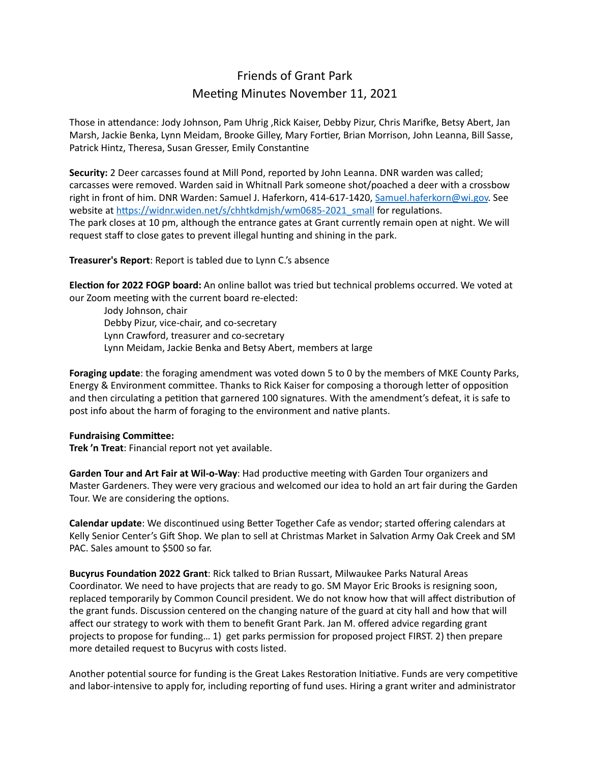# Friends of Grant Park

## Meeting Minutes November 11, 2021

Those in attendance: Jody Johnson, Pam Uhrig ,Rick Kaiser, Debby Pizur, Chris Marifke, Betsy Abert, Jan Marsh, Jackie Benka, Lynn Meidam, Brooke Gilley, Mary Fortier, Brian Morrison, John Leanna, Bill Sasse, Patrick Hintz, Theresa, Susan Gresser, Emily Constantine

**Security:** 2 Deer carcasses found at Mill Pond, reported by John Leanna. DNR warden was called; carcasses were removed. Warden said in Whitnall Park someone shot/poached a deer with a crossbow right in front of him. DNR Warden: Samuel J. Haferkorn, 414-617-1420, Samuel.haferkorn@wi.gov. See website at https://widnr.widen.net/s/chhtkdmjsh/wm0685-2021_small for regulations.
The park closes at 10 pm, although the entrance gates at Grant currently remain open at night. We will request staff to close gates to prevent illegal hunting and shining in the park.

**Treasurer's Report**: Report is tabled due to Lynn C.'s absence

**Election for 2022 FOGP board:** An online ballot was tried but technical problems occurred. We voted at our Zoom meeting with the current board re-elected:

Jody Johnson, chair
Debby Pizur, vice-chair, and co-secretary
Lynn Crawford, treasurer and co-secretary
Lynn Meidam, Jackie Benka and Betsy Abert, members at large

**Foraging update**: the foraging amendment was voted down 5 to 0 by the members of MKE County Parks, Energy & Environment committee. Thanks to Rick Kaiser for composing a thorough letter of opposition and then circulating a petition that garnered 100 signatures. With the amendment's defeat, it is safe to post info about the harm of foraging to the environment and native plants.

**Fundraising Committee:**
**Trek 'n Treat**: Financial report not yet available.

**Garden Tour and Art Fair at Wil-o-Way**: Had productive meeting with Garden Tour organizers and Master Gardeners. They were very gracious and welcomed our idea to hold an art fair during the Garden Tour. We are considering the options.

**Calendar update**: We discontinued using Better Together Cafe as vendor; started offering calendars at Kelly Senior Center's Gift Shop. We plan to sell at Christmas Market in Salvation Army Oak Creek and SM PAC. Sales amount to $500 so far.

**Bucyrus Foundation 2022 Grant**: Rick talked to Brian Russart, Milwaukee Parks Natural Areas Coordinator. We need to have projects that are ready to go. SM Mayor Eric Brooks is resigning soon, replaced temporarily by Common Council president. We do not know how that will affect distribution of the grant funds. Discussion centered on the changing nature of the guard at city hall and how that will affect our strategy to work with them to benefit Grant Park. Jan M. offered advice regarding grant projects to propose for funding… 1) get parks permission for proposed project FIRST. 2) then prepare more detailed request to Bucyrus with costs listed.

Another potential source for funding is the Great Lakes Restoration Initiative. Funds are very competitive and labor-intensive to apply for, including reporting of fund uses. Hiring a grant writer and administrator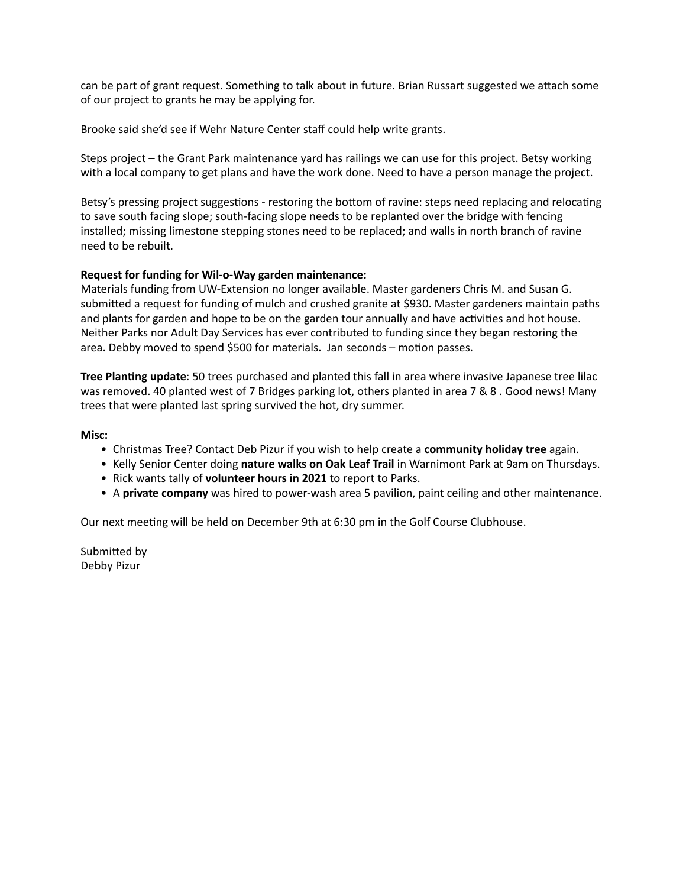can be part of grant request. Something to talk about in future. Brian Russart suggested we attach some of our project to grants he may be applying for.

Brooke said she'd see if Wehr Nature Center staff could help write grants.

Steps project – the Grant Park maintenance yard has railings we can use for this project. Betsy working with a local company to get plans and have the work done. Need to have a person manage the project.

Betsy's pressing project suggestions - restoring the bottom of ravine: steps need replacing and relocating to save south facing slope; south-facing slope needs to be replanted over the bridge with fencing installed; missing limestone stepping stones need to be replaced; and walls in north branch of ravine need to be rebuilt.

**Request for funding for Wil-o-Way garden maintenance:**
Materials funding from UW-Extension no longer available. Master gardeners Chris M. and Susan G. submitted a request for funding of mulch and crushed granite at $930. Master gardeners maintain paths and plants for garden and hope to be on the garden tour annually and have activities and hot house. Neither Parks nor Adult Day Services has ever contributed to funding since they began restoring the area. Debby moved to spend $500 for materials. Jan seconds – motion passes.

**Tree Planting update**: 50 trees purchased and planted this fall in area where invasive Japanese tree lilac was removed. 40 planted west of 7 Bridges parking lot, others planted in area 7 & 8 . Good news! Many trees that were planted last spring survived the hot, dry summer.

**Misc:**

- Christmas Tree? Contact Deb Pizur if you wish to help create a **community holiday tree** again.
- Kelly Senior Center doing **nature walks on Oak Leaf Trail** in Warnimont Park at 9am on Thursdays.
- Rick wants tally of **volunteer hours in 2021** to report to Parks.
- A **private company** was hired to power-wash area 5 pavilion, paint ceiling and other maintenance.

Our next meeting will be held on December 9th at 6:30 pm in the Golf Course Clubhouse.

Submitted by
Debby Pizur